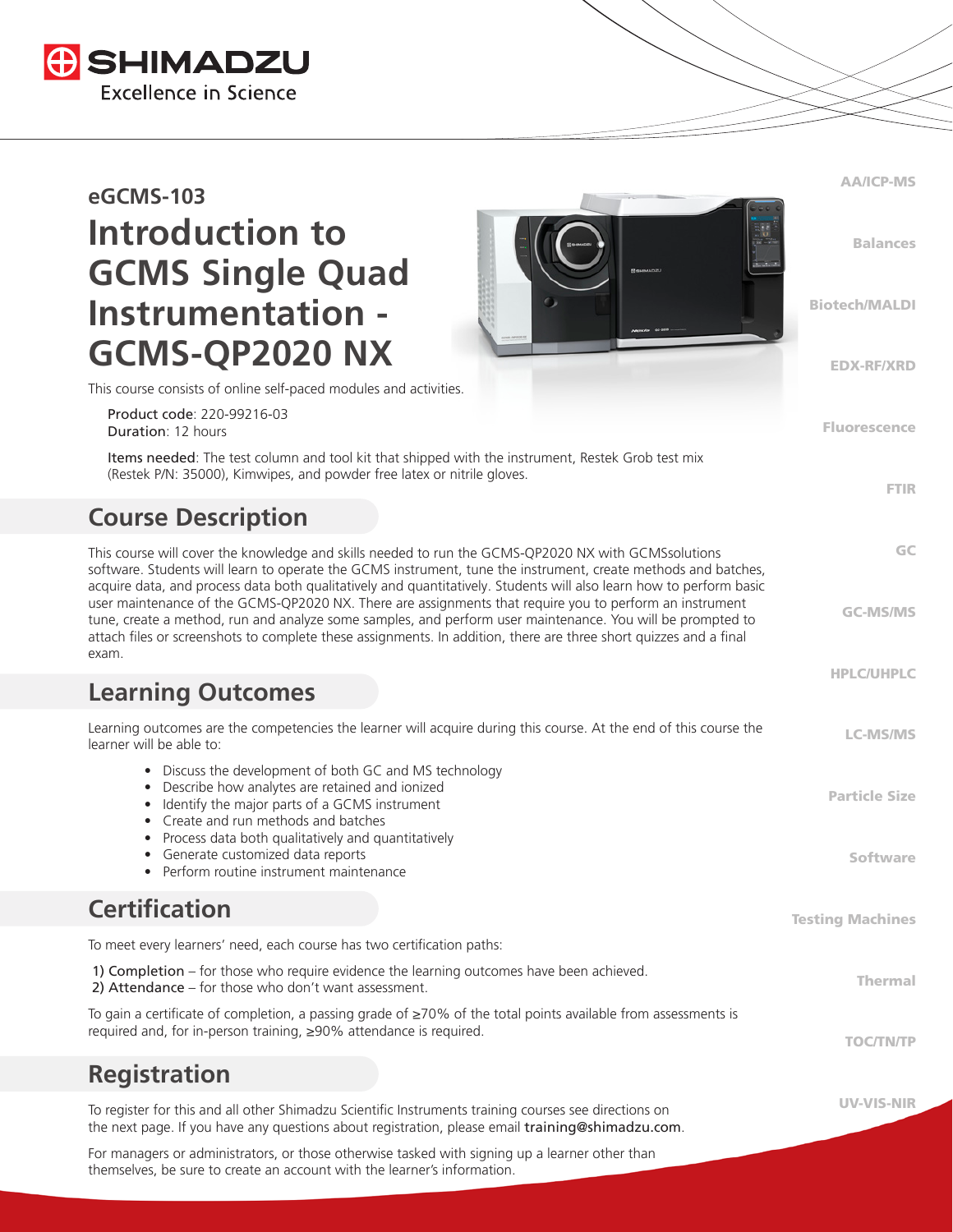SHIMADZU

Excellence in Science

## eGCMS-103

# Introduction to GCMS Single Quad Instrumentation - GCMS-QP2020 NX

This course consists of online self-paced modules and activities.

Product code: 220-99216-03
Duration: 12 hours

Items needed: The test column and tool kit that shipped with the instrument, Restek Grob test mix (Restek P/N: 35000), Kimwipes, and powder free latex or nitrile gloves.

## Course Description

This course will cover the knowledge and skills needed to run the GCMS-QP2020 NX with GCMSsolutions software. Students will learn to operate the GCMS instrument, tune the instrument, create methods and batches, acquire data, and process data both qualitatively and quantitatively. Students will also learn how to perform basic user maintenance of the GCMS-QP2020 NX. There are assignments that require you to perform an instrument tune, create a method, run and analyze some samples, and perform user maintenance. You will be prompted to attach files or screenshots to complete these assignments. In addition, there are three short quizzes and a final exam.

## Learning Outcomes

Learning outcomes are the competencies the learner will acquire during this course. At the end of this course the learner will be able to:

- Discuss the development of both GC and MS technology
- Describe how analytes are retained and ionized
- Identify the major parts of a GCMS instrument
- Create and run methods and batches
- Process data both qualitatively and quantitatively
- Generate customized data reports
- Perform routine instrument maintenance

## Certification

To meet every learners' need, each course has two certification paths:

1) Completion – for those who require evidence the learning outcomes have been achieved.
2) Attendance – for those who don't want assessment.

To gain a certificate of completion, a passing grade of ≥70% of the total points available from assessments is required and, for in-person training, ≥90% attendance is required.

## Registration

To register for this and all other Shimadzu Scientific Instruments training courses see directions on the next page. If you have any questions about registration, please email training@shimadzu.com.

For managers or administrators, or those otherwise tasked with signing up a learner other than themselves, be sure to create an account with the learner's information.

AA/ICP-MS
Balances
Biotech/MALDI
EDX-RF/XRD
Fluorescence
FTIR
GC
GC-MS/MS
HPLC/UHPLC
LC-MS/MS
Particle Size
Software
Testing Machines
Thermal
TOC/TN/TP
UV-VIS-NIR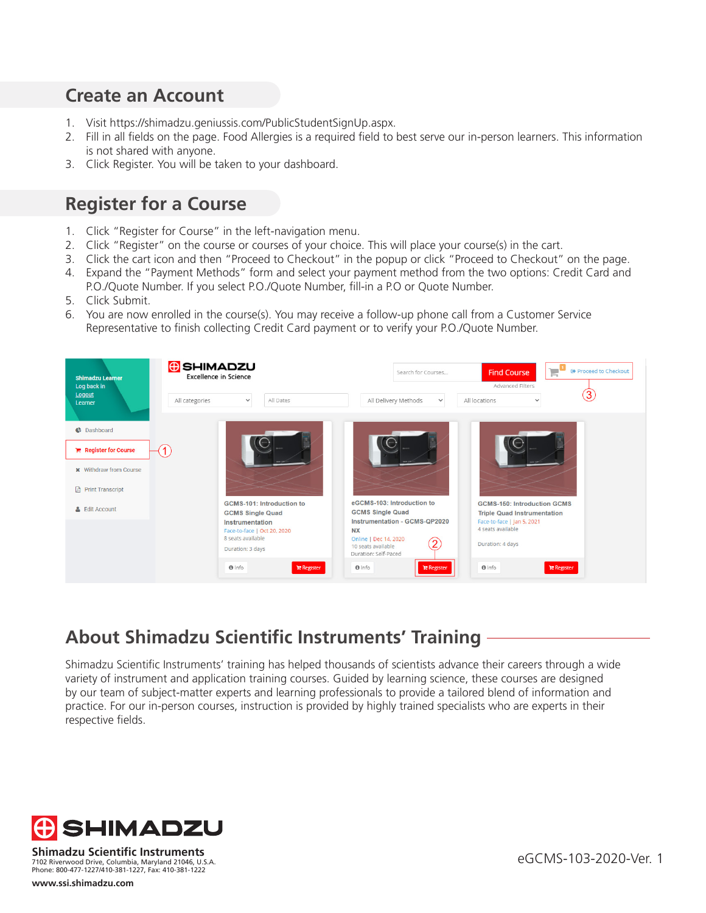## Create an Account

1. Visit https://shimadzu.geniussis.com/PublicStudentSignUp.aspx.
2. Fill in all fields on the page. Food Allergies is a required field to best serve our in-person learners. This information is not shared with anyone.
3. Click Register. You will be taken to your dashboard.

## Register for a Course

1. Click “Register for Course” in the left-navigation menu.
2. Click “Register” on the course or courses of your choice. This will place your course(s) in the cart.
3. Click the cart icon and then “Proceed to Checkout” in the popup or click “Proceed to Checkout” on the page.
4. Expand the “Payment Methods” form and select your payment method from the two options: Credit Card and P.O./Quote Number. If you select P.O./Quote Number, fill-in a P.O or Quote Number.
5. Click Submit.
6. You are now enrolled in the course(s). You may receive a follow-up phone call from a Customer Service Representative to finish collecting Credit Card payment or to verify your P.O./Quote Number.

## About Shimadzu Scientific Instruments’ Training

Shimadzu Scientific Instruments’ training has helped thousands of scientists advance their careers through a wide variety of instrument and application training courses. Guided by learning science, these courses are designed by our team of subject-matter experts and learning professionals to provide a tailored blend of information and practice. For our in-person courses, instruction is provided by highly trained specialists who are experts in their respective fields.

**Shimadzu Scientific Instruments**
7102 Riverwood Drive, Columbia, Maryland 21046, U.S.A.
Phone: 800-477-1227/410-381-1227, Fax: 410-381-1222

**www.ssi.shimadzu.com**

eGCMS-103-2020-Ver. 1